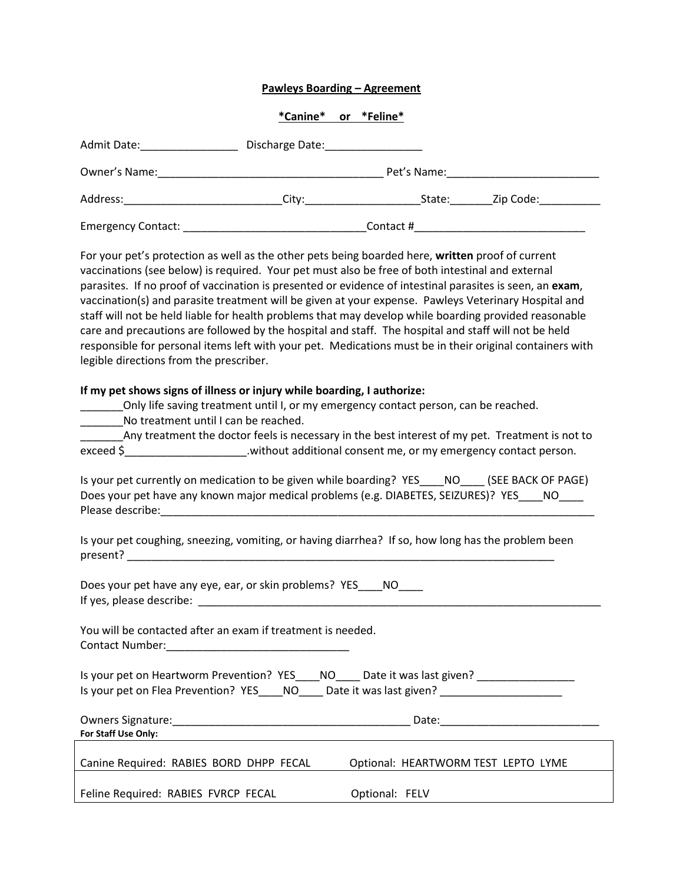**Pawleys Boarding – Agreement**

***Canine* or *Feline***

Admit Date:________________ Discharge Date:________________

Owner's Name:_____________________________________ Pet's Name:_________________________

Address:__________________________City:___________________State:_______Zip Code:__________

Emergency Contact: ______________________________Contact #____________________________

For your pet's protection as well as the other pets being boarded here, **written** proof of current vaccinations (see below) is required. Your pet must also be free of both intestinal and external parasites. If no proof of vaccination is presented or evidence of intestinal parasites is seen, an **exam**, vaccination(s) and parasite treatment will be given at your expense. Pawleys Veterinary Hospital and staff will not be held liable for health problems that may develop while boarding provided reasonable care and precautions are followed by the hospital and staff. The hospital and staff will not be held responsible for personal items left with your pet. Medications must be in their original containers with legible directions from the prescriber.

**If my pet shows signs of illness or injury while boarding, I authorize:**

_______Only life saving treatment until I, or my emergency contact person, can be reached.
_______No treatment until I can be reached.
_______Any treatment the doctor feels is necessary in the best interest of my pet. Treatment is not to exceed $____________________.without additional consent me, or my emergency contact person.

Is your pet currently on medication to be given while boarding? YES____NO____ (SEE BACK OF PAGE)
Does your pet have any known major medical problems (e.g. DIABETES, SEIZURES)? YES____NO____
Please describe:_____________________________________________________________________________

Is your pet coughing, sneezing, vomiting, or having diarrhea? If so, how long has the problem been present? __________________________________________________________________________

Does your pet have any eye, ear, or skin problems? YES____NO____
If yes, please describe: _____________________________________________________________________

You will be contacted after an exam if treatment is needed.
Contact Number:______________________________

Is your pet on Heartworm Prevention? YES____NO____ Date it was last given? ________________
Is your pet on Flea Prevention? YES____NO____ Date it was last given? ____________________

Owners Signature:_______________________________________ Date:__________________________

**For Staff Use Only:**

| | |
|---|---|
| Canine Required: RABIES BORD DHPP FECAL | Optional: HEARTWORM TEST LEPTO LYME |
| Feline Required: RABIES FVRCP FECAL | Optional: FELV |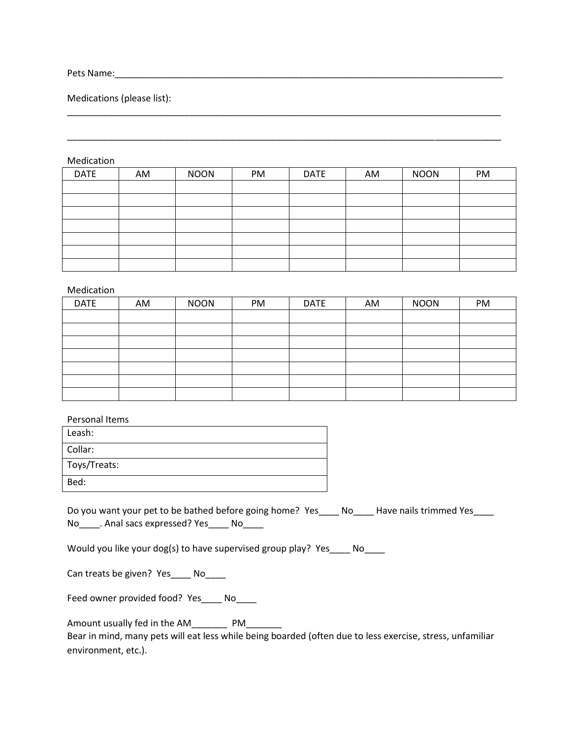Pets Name:_______________________________________________________________________________

Medications (please list):

___________________________________________________________________________________________

___________________________________________________________________________________________

Medication

| DATE | AM | NOON | PM | DATE | AM | NOON | PM |
|---|---|---|---|---|---|---|---|
| | | | | | | | |
| | | | | | | | |
| | | | | | | | |
| | | | | | | | |
| | | | | | | | |
| | | | | | | | |
| | | | | | | | |

Medication

| DATE | AM | NOON | PM | DATE | AM | NOON | PM |
|---|---|---|---|---|---|---|---|
| | | | | | | | |
| | | | | | | | |
| | | | | | | | |
| | | | | | | | |
| | | | | | | | |
| | | | | | | | |
| | | | | | | | |

Personal Items

| |
|---|
| Leash: |
| Collar: |
| Toys/Treats: |
| Bed: |

Do you want your pet to be bathed before going home? Yes____ No____ Have nails trimmed Yes____ No____. Anal sacs expressed? Yes____ No____

Would you like your dog(s) to have supervised group play? Yes____ No____

Can treats be given? Yes____ No____

Feed owner provided food? Yes____ No____

Amount usually fed in the AM_______ PM_______
Bear in mind, many pets will eat less while being boarded (often due to less exercise, stress, unfamiliar environment, etc.).